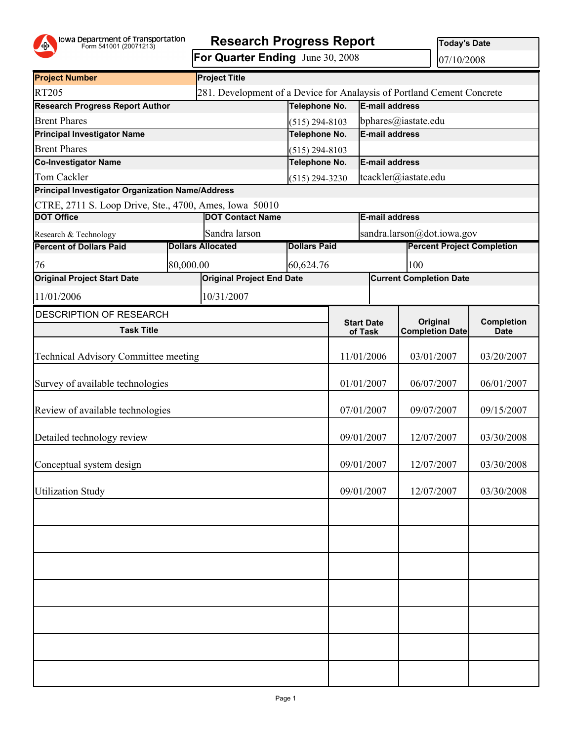Iowa Department of Transportation
Form 541001 (20071213)

# Research Progress Report

**For Quarter Ending** June 30, 2008

**Today's Date** 07/10/2008

| **Project Number** | **Project Title** |
|---|---|
| RT205 | 281. Development of a Device for Analaysis of Portland Cement Concrete |

| **Research Progress Report Author** | **Telephone No.** | **E-mail address** |
|---|---|---|
| Brent Phares | (515) 294-8103 | bphares@iastate.edu |
| **Principal Investigator Name** | **Telephone No.** | **E-mail address** |
| Brent Phares | (515) 294-8103 | |
| **Co-Investigator Name** | **Telephone No.** | **E-mail address** |
| Tom Cackler | (515) 294-3230 | tcackler@iastate.edu |

**Principal Investigator Organization Name/Address**

CTRE, 2711 S. Loop Drive, Ste., 4700, Ames, Iowa 50010

| **DOT Office** | **DOT Contact Name** | **E-mail address** |
|---|---|---|
| Research & Technology | Sandra larson | sandra.larson@dot.iowa.gov |

| **Percent of Dollars Paid** | **Dollars Allocated** | **Dollars Paid** | **Percent Project Completion** |
|---|---|---|---|
| 76 | 80,000.00 | 60,624.76 | 100 |

| **Original Project Start Date** | **Original Project End Date** | **Current Completion Date** |
|---|---|---|
| 11/01/2006 | 10/31/2007 | |

DESCRIPTION OF RESEARCH

| **Task Title** | **Start Date of Task** | **Original Completion Date** | **Completion Date** |
|---|---|---|---|
| Technical Advisory Committee meeting | 11/01/2006 | 03/01/2007 | 03/20/2007 |
| Survey of available technologies | 01/01/2007 | 06/07/2007 | 06/01/2007 |
| Review of available technologies | 07/01/2007 | 09/07/2007 | 09/15/2007 |
| Detailed technology review | 09/01/2007 | 12/07/2007 | 03/30/2008 |
| Conceptual system design | 09/01/2007 | 12/07/2007 | 03/30/2008 |
| Utilization Study | 09/01/2007 | 12/07/2007 | 03/30/2008 |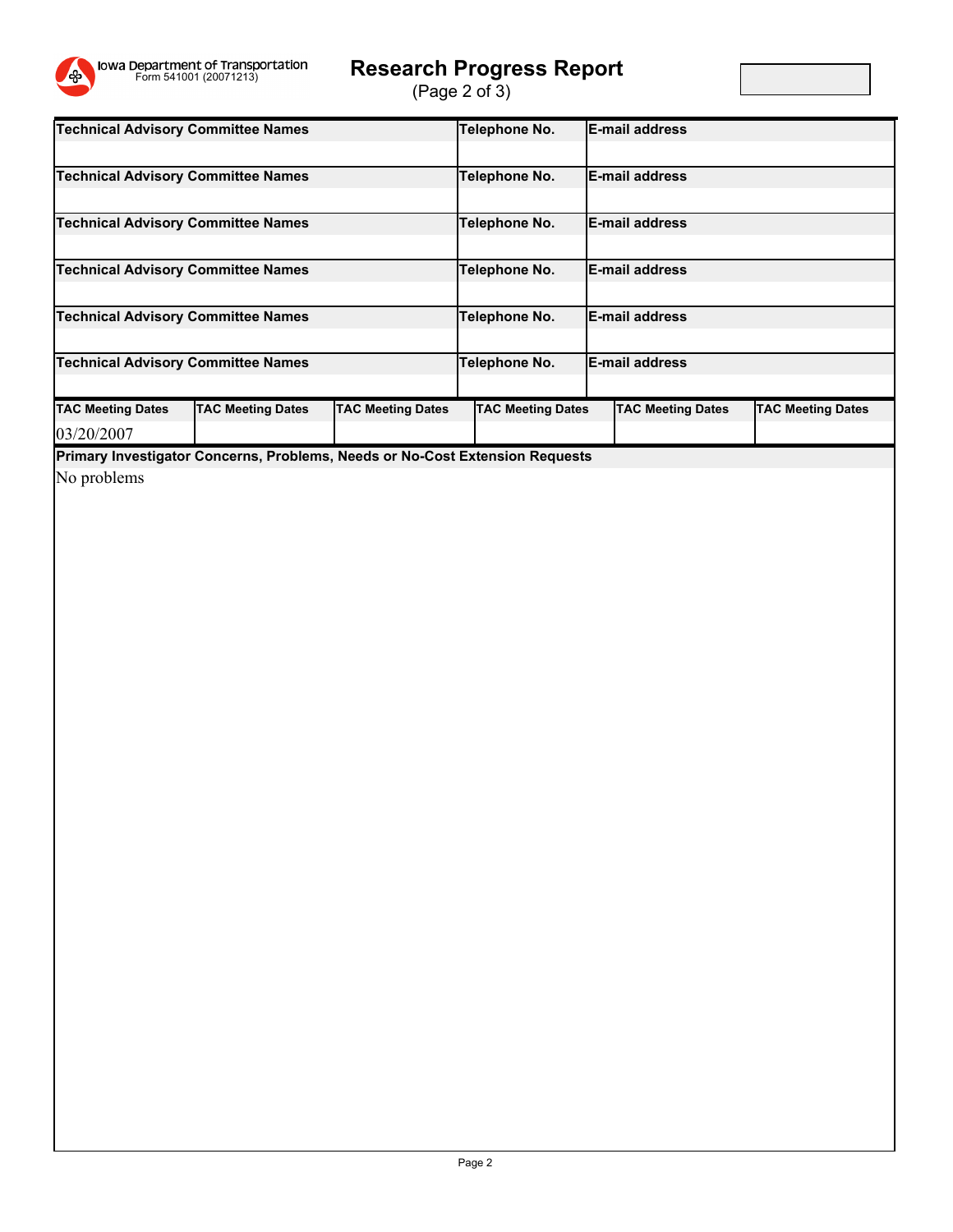Iowa Department of Transportation
Form 541001 (20071213)

# Research Progress Report

(Page 2 of 3)

| Technical Advisory Committee Names | Telephone No. | E-mail address |
|---|---|---|
| | | |

| Technical Advisory Committee Names | Telephone No. | E-mail address |
|---|---|---|
| | | |

| Technical Advisory Committee Names | Telephone No. | E-mail address |
|---|---|---|
| | | |

| Technical Advisory Committee Names | Telephone No. | E-mail address |
|---|---|---|
| | | |

| Technical Advisory Committee Names | Telephone No. | E-mail address |
|---|---|---|
| | | |

| Technical Advisory Committee Names | Telephone No. | E-mail address |
|---|---|---|
| | | |

| TAC Meeting Dates | TAC Meeting Dates | TAC Meeting Dates | TAC Meeting Dates | TAC Meeting Dates | TAC Meeting Dates |
|---|---|---|---|---|---|
| 03/20/2007 | | | | | |

**Primary Investigator Concerns, Problems, Needs or No-Cost Extension Requests**

No problems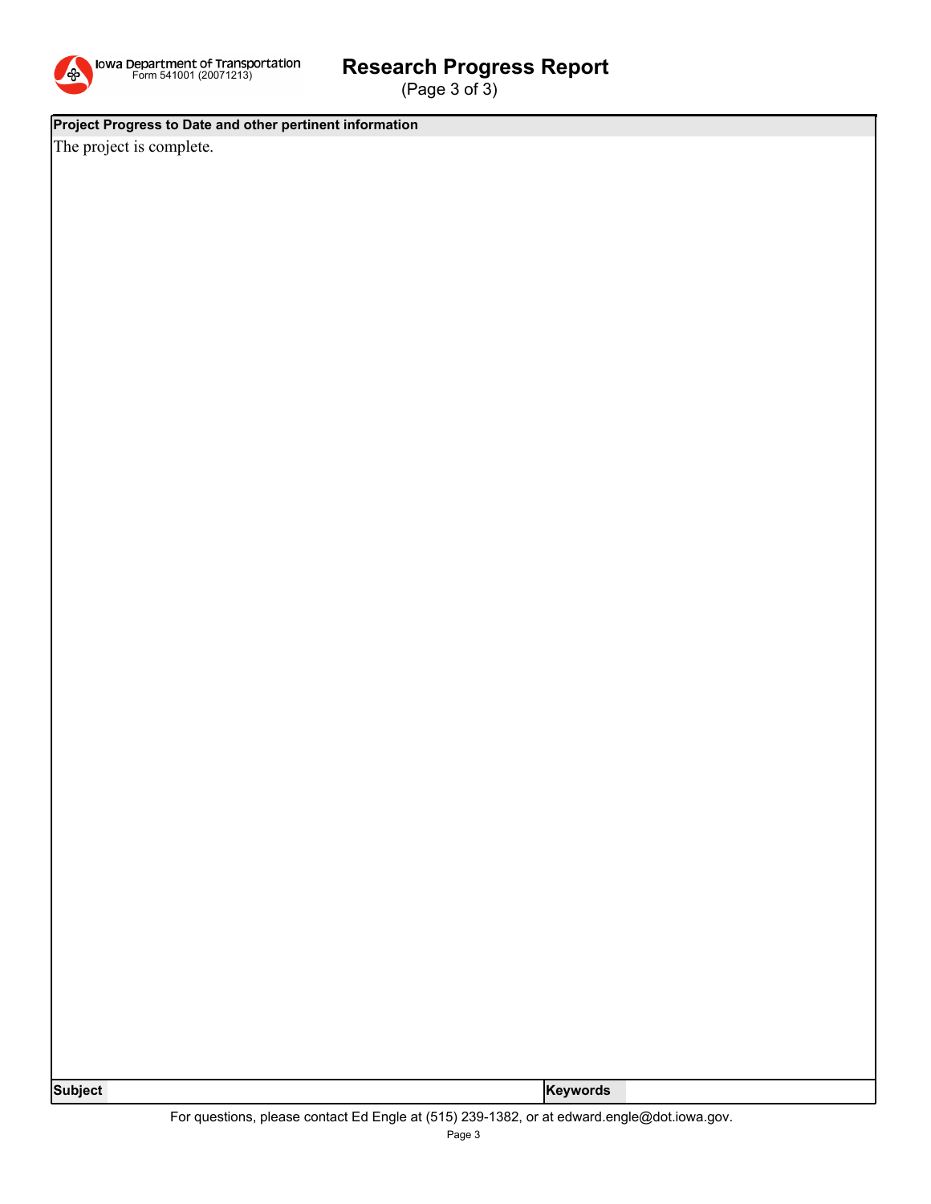**Project Progress to Date and other pertinent information**

The project is complete.

| **Subject** | | **Keywords** | |
|---|---|---|---|

For questions, please contact Ed Engle at (515) 239-1382, or at edward.engle@dot.iowa.gov.